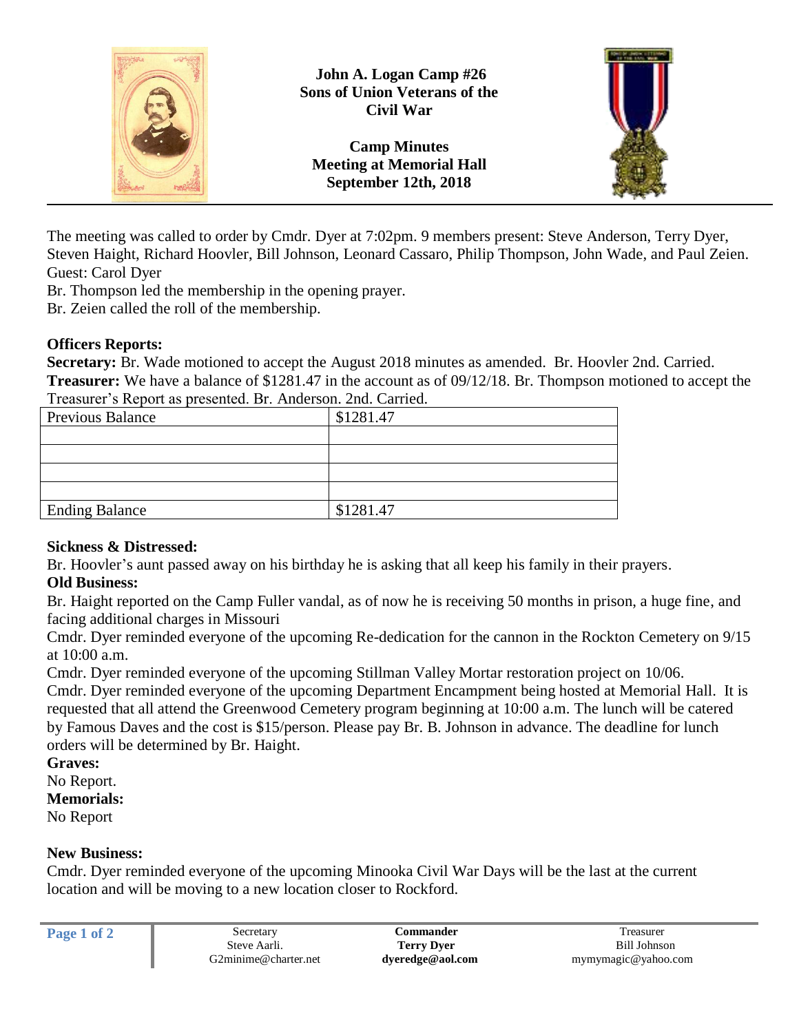**John A. Logan Camp #26**
**Sons of Union Veterans of the Civil War**

**Camp Minutes**
**Meeting at Memorial Hall**
**September 12th, 2018**

The meeting was called to order by Cmdr. Dyer at 7:02pm. 9 members present: Steve Anderson, Terry Dyer, Steven Haight, Richard Hoovler, Bill Johnson, Leonard Cassaro, Philip Thompson, John Wade, and Paul Zeien. Guest: Carol Dyer

Br. Thompson led the membership in the opening prayer.

Br. Zeien called the roll of the membership.

**Officers Reports:**

**Secretary:** Br. Wade motioned to accept the August 2018 minutes as amended. Br. Hoovler 2nd. Carried.

**Treasurer:** We have a balance of $1281.47 in the account as of 09/12/18. Br. Thompson motioned to accept the Treasurer's Report as presented. Br. Anderson. 2nd. Carried.

| | |
|---|---|
| Previous Balance | $1281.47 |
| | |
| | |
| | |
| | |
| Ending Balance | $1281.47 |

**Sickness & Distressed:**

Br. Hoovler's aunt passed away on his birthday he is asking that all keep his family in their prayers.

**Old Business:**

Br. Haight reported on the Camp Fuller vandal, as of now he is receiving 50 months in prison, a huge fine, and facing additional charges in Missouri

Cmdr. Dyer reminded everyone of the upcoming Re-dedication for the cannon in the Rockton Cemetery on 9/15 at 10:00 a.m.

Cmdr. Dyer reminded everyone of the upcoming Stillman Valley Mortar restoration project on 10/06.

Cmdr. Dyer reminded everyone of the upcoming Department Encampment being hosted at Memorial Hall. It is requested that all attend the Greenwood Cemetery program beginning at 10:00 a.m. The lunch will be catered by Famous Daves and the cost is $15/person. Please pay Br. B. Johnson in advance. The deadline for lunch orders will be determined by Br. Haight.

**Graves:**

No Report.

**Memorials:**

No Report

**New Business:**

Cmdr. Dyer reminded everyone of the upcoming Minooka Civil War Days will be the last at the current location and will be moving to a new location closer to Rockford.

Secretary
Steve Aarli.
G2minime@charter.net

**Commander**
**Terry Dyer**
**dyeredge@aol.com**

Treasurer
Bill Johnson
mymymagic@yahoo.com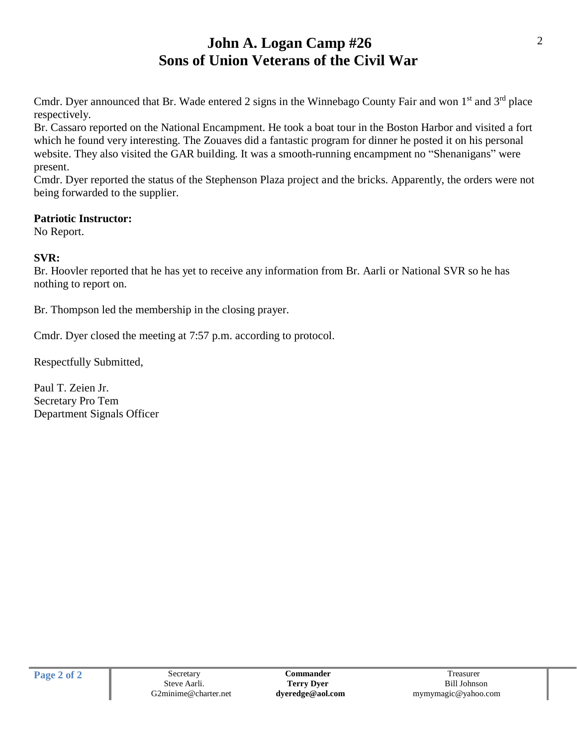Cmdr. Dyer announced that Br. Wade entered 2 signs in the Winnebago County Fair and won 1st and 3rd place respectively.

Br. Cassaro reported on the National Encampment. He took a boat tour in the Boston Harbor and visited a fort which he found very interesting. The Zouaves did a fantastic program for dinner he posted it on his personal website. They also visited the GAR building. It was a smooth-running encampment no "Shenanigans" were present.

Cmdr. Dyer reported the status of the Stephenson Plaza project and the bricks. Apparently, the orders were not being forwarded to the supplier.

**Patriotic Instructor:**
No Report.

**SVR:**
Br. Hoovler reported that he has yet to receive any information from Br. Aarli or National SVR so he has nothing to report on.

Br. Thompson led the membership in the closing prayer.

Cmdr. Dyer closed the meeting at 7:57 p.m. according to protocol.

Respectfully Submitted,

Paul T. Zeien Jr.
Secretary Pro Tem
Department Signals Officer

| Secretary | **Commander** | Treasurer |
| --- | --- | --- |
| Steve Aarli. | **Terry Dyer** | Bill Johnson |
| G2minime@charter.net | **dyeredge@aol.com** | mymymagic@yahoo.com |